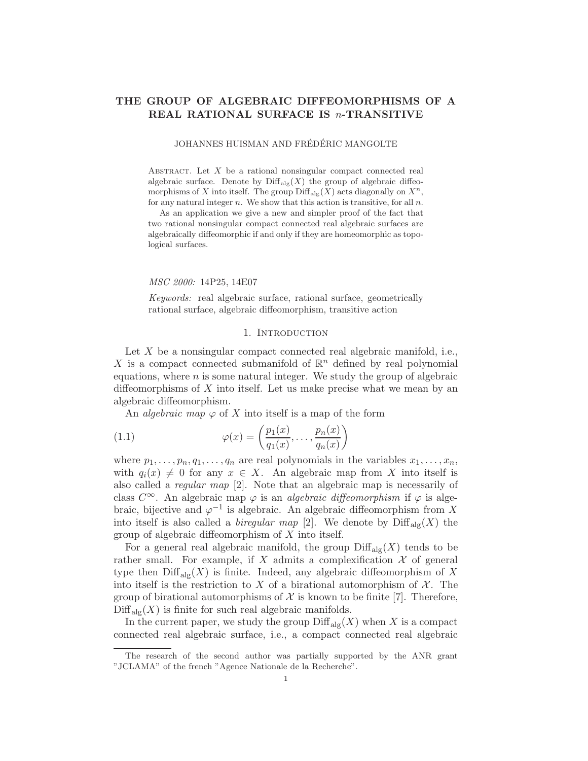# THE GROUP OF ALGEBRAIC DIFFEOMORPHISMS OF A REAL RATIONAL SURFACE IS $n$-TRANSITIVE

JOHANNES HUISMAN AND FRÉDÉRIC MANGOLTE

ABSTRACT. Let $X$ be a rational nonsingular compact connected real algebraic surface. Denote by $\mathrm{Diff}_{\mathrm{alg}}(X)$ the group of algebraic diffeomorphisms of $X$ into itself. The group $\mathrm{Diff}_{\mathrm{alg}}(X)$ acts diagonally on $X^n$, for any natural integer $n$. We show that this action is transitive, for all $n$.

As an application we give a new and simpler proof of the fact that two rational nonsingular compact connected real algebraic surfaces are algebraically diffeomorphic if and only if they are homeomorphic as topological surfaces.

*MSC 2000:* 14P25, 14E07

*Keywords:* real algebraic surface, rational surface, geometrically rational surface, algebraic diffeomorphism, transitive action

## 1. Introduction

Let $X$ be a nonsingular compact connected real algebraic manifold, i.e., $X$ is a compact connected submanifold of $\mathbb{R}^n$ defined by real polynomial equations, where $n$ is some natural integer. We study the group of algebraic diffeomorphisms of $X$ into itself. Let us make precise what we mean by an algebraic diffeomorphism.

An *algebraic map* $\varphi$ of $X$ into itself is a map of the form

$$\varphi(x) = \left(\frac{p_1(x)}{q_1(x)}, \ldots, \frac{p_n(x)}{q_n(x)}\right) \tag{1.1}$$

where $p_1, \ldots, p_n, q_1, \ldots, q_n$ are real polynomials in the variables $x_1, \ldots, x_n$, with $q_i(x) \neq 0$ for any $x \in X$. An algebraic map from $X$ into itself is also called a *regular map* [2]. Note that an algebraic map is necessarily of class $C^\infty$. An algebraic map $\varphi$ is an *algebraic diffeomorphism* if $\varphi$ is algebraic, bijective and $\varphi^{-1}$ is algebraic. An algebraic diffeomorphism from $X$ into itself is also called a *biregular map* [2]. We denote by $\mathrm{Diff}_{\mathrm{alg}}(X)$ the group of algebraic diffeomorphism of $X$ into itself.

For a general real algebraic manifold, the group $\mathrm{Diff}_{\mathrm{alg}}(X)$ tends to be rather small. For example, if $X$ admits a complexification $\mathcal{X}$ of general type then $\mathrm{Diff}_{\mathrm{alg}}(X)$ is finite. Indeed, any algebraic diffeomorphism of $X$ into itself is the restriction to $X$ of a birational automorphism of $\mathcal{X}$. The group of birational automorphisms of $\mathcal{X}$ is known to be finite [7]. Therefore, $\mathrm{Diff}_{\mathrm{alg}}(X)$ is finite for such real algebraic manifolds.

In the current paper, we study the group $\mathrm{Diff}_{\mathrm{alg}}(X)$ when $X$ is a compact connected real algebraic surface, i.e., a compact connected real algebraic

The research of the second author was partially supported by the ANR grant "JCLAMA" of the french "Agence Nationale de la Recherche".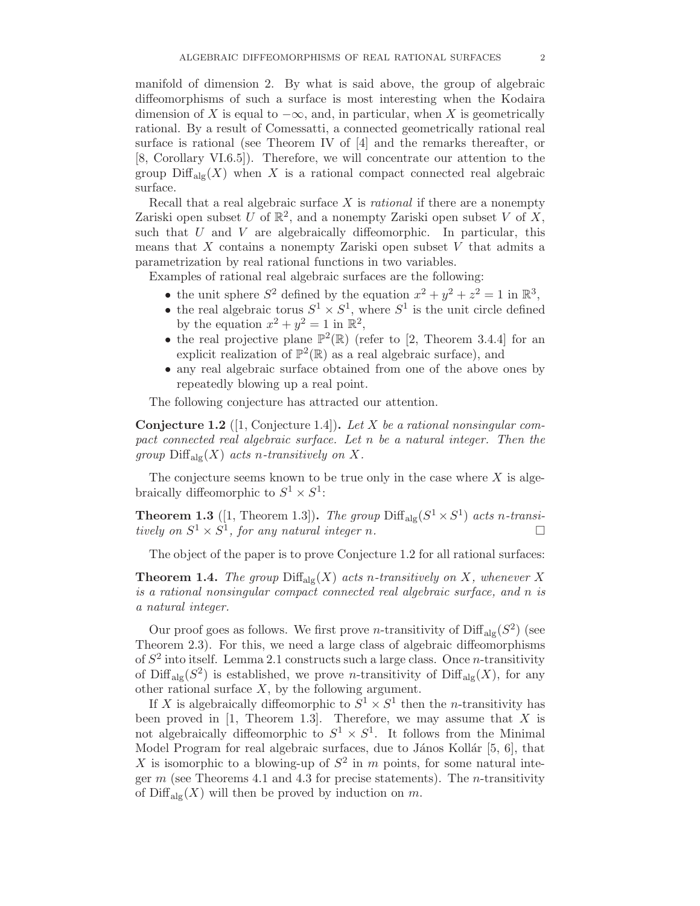manifold of dimension 2. By what is said above, the group of algebraic diffeomorphisms of such a surface is most interesting when the Kodaira dimension of $X$ is equal to $-\infty$, and, in particular, when $X$ is geometrically rational. By a result of Comessatti, a connected geometrically rational real surface is rational (see Theorem IV of [4] and the remarks thereafter, or [8, Corollary VI.6.5]). Therefore, we will concentrate our attention to the group $\mathrm{Diff}_{\mathrm{alg}}(X)$ when $X$ is a rational compact connected real algebraic surface.

Recall that a real algebraic surface $X$ is *rational* if there are a nonempty Zariski open subset $U$ of $\mathbb{R}^2$, and a nonempty Zariski open subset $V$ of $X$, such that $U$ and $V$ are algebraically diffeomorphic. In particular, this means that $X$ contains a nonempty Zariski open subset $V$ that admits a parametrization by real rational functions in two variables.

Examples of rational real algebraic surfaces are the following:

- the unit sphere $S^2$ defined by the equation $x^2 + y^2 + z^2 = 1$ in $\mathbb{R}^3$,
- the real algebraic torus $S^1 \times S^1$, where $S^1$ is the unit circle defined by the equation $x^2 + y^2 = 1$ in $\mathbb{R}^2$,
- the real projective plane $\mathbb{P}^2(\mathbb{R})$ (refer to [2, Theorem 3.4.4] for an explicit realization of $\mathbb{P}^2(\mathbb{R})$ as a real algebraic surface), and
- any real algebraic surface obtained from one of the above ones by repeatedly blowing up a real point.

The following conjecture has attracted our attention.

**Conjecture 1.2** ([1, Conjecture 1.4]). *Let $X$ be a rational nonsingular compact connected real algebraic surface. Let $n$ be a natural integer. Then the group $\mathrm{Diff}_{\mathrm{alg}}(X)$ acts $n$-transitively on $X$.*

The conjecture seems known to be true only in the case where $X$ is algebraically diffeomorphic to $S^1 \times S^1$:

**Theorem 1.3** ([1, Theorem 1.3]). *The group $\mathrm{Diff}_{\mathrm{alg}}(S^1 \times S^1)$ acts $n$-transitively on $S^1 \times S^1$, for any natural integer $n$.* □

The object of the paper is to prove Conjecture 1.2 for all rational surfaces:

**Theorem 1.4.** *The group $\mathrm{Diff}_{\mathrm{alg}}(X)$ acts $n$-transitively on $X$, whenever $X$ is a rational nonsingular compact connected real algebraic surface, and $n$ is a natural integer.*

Our proof goes as follows. We first prove $n$-transitivity of $\mathrm{Diff}_{\mathrm{alg}}(S^2)$ (see Theorem 2.3). For this, we need a large class of algebraic diffeomorphisms of $S^2$ into itself. Lemma 2.1 constructs such a large class. Once $n$-transitivity of $\mathrm{Diff}_{\mathrm{alg}}(S^2)$ is established, we prove $n$-transitivity of $\mathrm{Diff}_{\mathrm{alg}}(X)$, for any other rational surface $X$, by the following argument.

If $X$ is algebraically diffeomorphic to $S^1 \times S^1$ then the $n$-transitivity has been proved in [1, Theorem 1.3]. Therefore, we may assume that $X$ is not algebraically diffeomorphic to $S^1 \times S^1$. It follows from the Minimal Model Program for real algebraic surfaces, due to János Kollár [5, 6], that $X$ is isomorphic to a blowing-up of $S^2$ in $m$ points, for some natural integer $m$ (see Theorems 4.1 and 4.3 for precise statements). The $n$-transitivity of $\mathrm{Diff}_{\mathrm{alg}}(X)$ will then be proved by induction on $m$.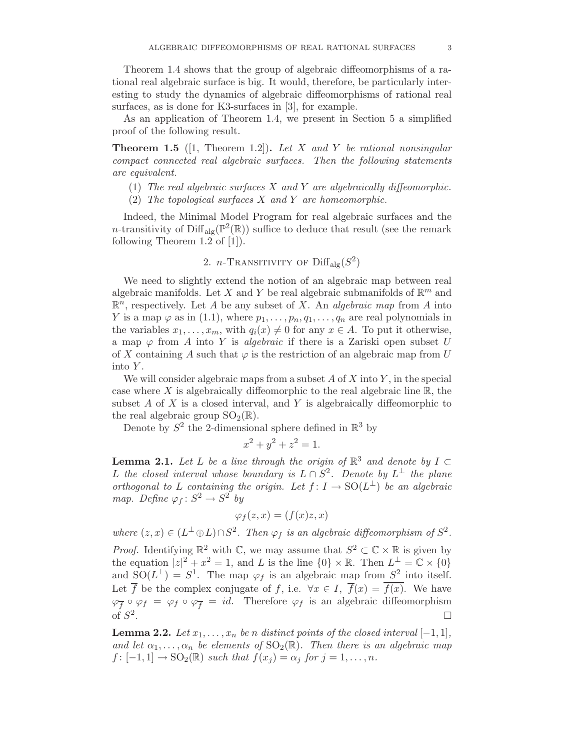Theorem 1.4 shows that the group of algebraic diffeomorphisms of a rational real algebraic surface is big. It would, therefore, be particularly interesting to study the dynamics of algebraic diffeomorphisms of rational real surfaces, as is done for K3-surfaces in [3], for example.

As an application of Theorem 1.4, we present in Section 5 a simplified proof of the following result.

**Theorem 1.5** ([1, Theorem 1.2])**.** *Let $X$ and $Y$ be rational nonsingular compact connected real algebraic surfaces. Then the following statements are equivalent.*

1. *The real algebraic surfaces $X$ and $Y$ are algebraically diffeomorphic.*
2. *The topological surfaces $X$ and $Y$ are homeomorphic.*

Indeed, the Minimal Model Program for real algebraic surfaces and the $n$-transitivity of $\mathrm{Diff}_{\mathrm{alg}}(\mathbb{P}^2(\mathbb{R}))$ suffice to deduce that result (see the remark following Theorem 1.2 of [1]).

## 2. $n$-Transitivity of $\mathrm{Diff}_{\mathrm{alg}}(S^2)$

We need to slightly extend the notion of an algebraic map between real algebraic manifolds. Let $X$ and $Y$ be real algebraic submanifolds of $\mathbb{R}^m$ and $\mathbb{R}^n$, respectively. Let $A$ be any subset of $X$. An *algebraic map* from $A$ into $Y$ is a map $\varphi$ as in (1.1), where $p_1, \ldots, p_n, q_1, \ldots, q_n$ are real polynomials in the variables $x_1, \ldots, x_m$, with $q_i(x) \neq 0$ for any $x \in A$. To put it otherwise, a map $\varphi$ from $A$ into $Y$ is *algebraic* if there is a Zariski open subset $U$ of $X$ containing $A$ such that $\varphi$ is the restriction of an algebraic map from $U$ into $Y$.

We will consider algebraic maps from a subset $A$ of $X$ into $Y$, in the special case where $X$ is algebraically diffeomorphic to the real algebraic line $\mathbb{R}$, the subset $A$ of $X$ is a closed interval, and $Y$ is algebraically diffeomorphic to the real algebraic group $\mathrm{SO}_2(\mathbb{R})$.

Denote by $S^2$ the 2-dimensional sphere defined in $\mathbb{R}^3$ by

$$x^2 + y^2 + z^2 = 1.$$

**Lemma 2.1.** *Let $L$ be a line through the origin of $\mathbb{R}^3$ and denote by $I \subset L$ the closed interval whose boundary is $L \cap S^2$. Denote by $L^\perp$ the plane orthogonal to $L$ containing the origin. Let $f \colon I \to \mathrm{SO}(L^\perp)$ be an algebraic map. Define $\varphi_f \colon S^2 \to S^2$ by*

$$\varphi_f(z, x) = (f(x)z, x)$$

*where $(z, x) \in (L^\perp \oplus L) \cap S^2$. Then $\varphi_f$ is an algebraic diffeomorphism of $S^2$.*

*Proof.* Identifying $\mathbb{R}^2$ with $\mathbb{C}$, we may assume that $S^2 \subset \mathbb{C} \times \mathbb{R}$ is given by the equation $|z|^2 + x^2 = 1$, and $L$ is the line $\{0\} \times \mathbb{R}$. Then $L^\perp = \mathbb{C} \times \{0\}$ and $\mathrm{SO}(L^\perp) = S^1$. The map $\varphi_f$ is an algebraic map from $S^2$ into itself. Let $\overline{f}$ be the complex conjugate of $f$, i.e. $\forall x \in I,\ \overline{f}(x) = \overline{f(x)}$. We have $\varphi_{\overline{f}} \circ \varphi_f = \varphi_f \circ \varphi_{\overline{f}} = id$. Therefore $\varphi_f$ is an algebraic diffeomorphism of $S^2$. $\square$

**Lemma 2.2.** *Let $x_1, \ldots, x_n$ be $n$ distinct points of the closed interval $[-1, 1]$, and let $\alpha_1, \ldots, \alpha_n$ be elements of $\mathrm{SO}_2(\mathbb{R})$. Then there is an algebraic map $f \colon [-1, 1] \to \mathrm{SO}_2(\mathbb{R})$ such that $f(x_j) = \alpha_j$ for $j = 1, \ldots, n$.*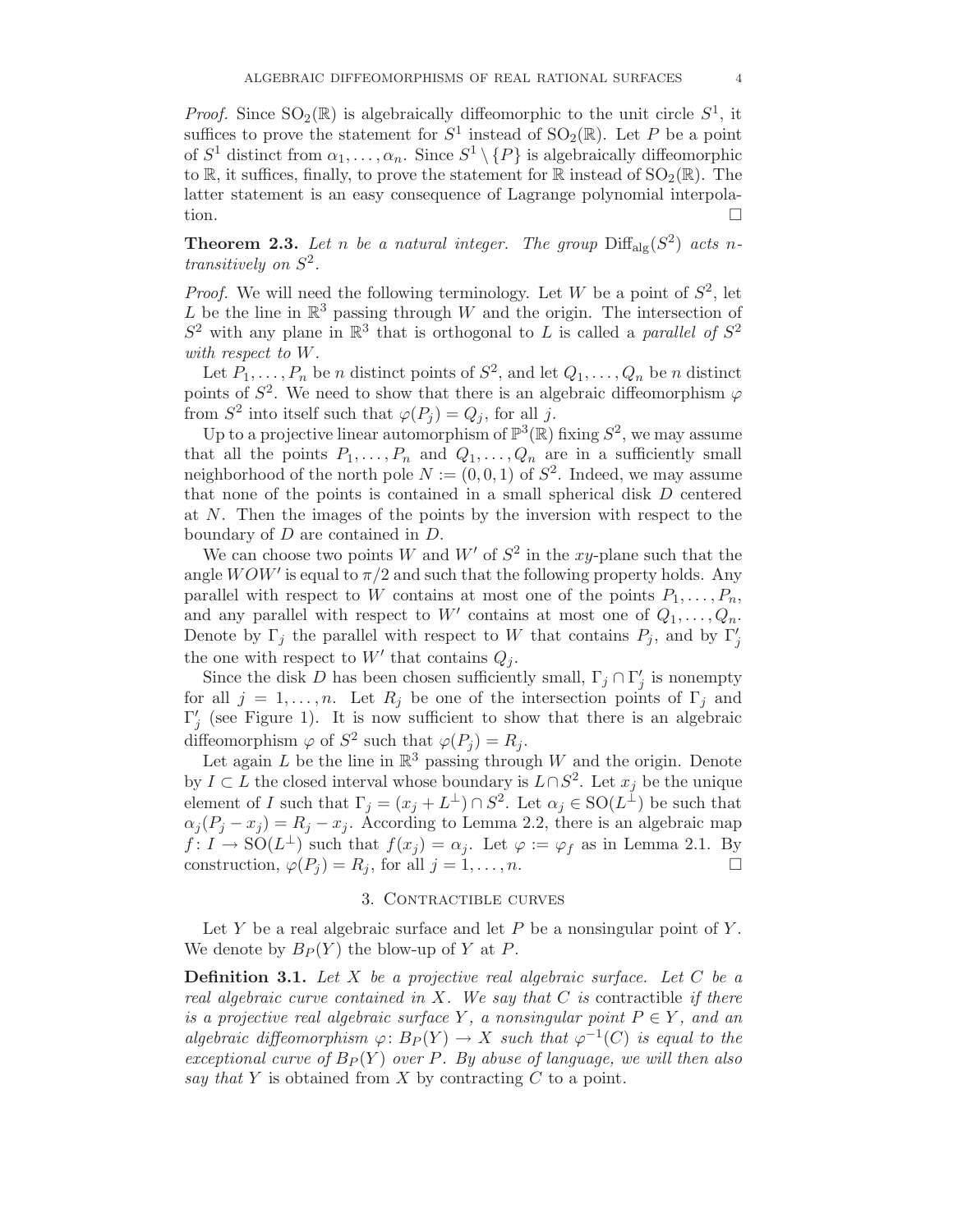*Proof.* Since $\mathrm{SO}_2(\mathbb{R})$ is algebraically diffeomorphic to the unit circle $S^1$, it suffices to prove the statement for $S^1$ instead of $\mathrm{SO}_2(\mathbb{R})$. Let $P$ be a point of $S^1$ distinct from $\alpha_1, \ldots, \alpha_n$. Since $S^1 \setminus \{P\}$ is algebraically diffeomorphic to $\mathbb{R}$, it suffices, finally, to prove the statement for $\mathbb{R}$ instead of $\mathrm{SO}_2(\mathbb{R})$. The latter statement is an easy consequence of Lagrange polynomial interpolation. □

**Theorem 2.3.** *Let $n$ be a natural integer. The group $\mathrm{Diff}_{\mathrm{alg}}(S^2)$ acts $n$-transitively on $S^2$.*

*Proof.* We will need the following terminology. Let $W$ be a point of $S^2$, let $L$ be the line in $\mathbb{R}^3$ passing through $W$ and the origin. The intersection of $S^2$ with any plane in $\mathbb{R}^3$ that is orthogonal to $L$ is called a *parallel of $S^2$ with respect to $W$*.

Let $P_1, \ldots, P_n$ be $n$ distinct points of $S^2$, and let $Q_1, \ldots, Q_n$ be $n$ distinct points of $S^2$. We need to show that there is an algebraic diffeomorphism $\varphi$ from $S^2$ into itself such that $\varphi(P_j) = Q_j$, for all $j$.

Up to a projective linear automorphism of $\mathbb{P}^3(\mathbb{R})$ fixing $S^2$, we may assume that all the points $P_1, \ldots, P_n$ and $Q_1, \ldots, Q_n$ are in a sufficiently small neighborhood of the north pole $N := (0, 0, 1)$ of $S^2$. Indeed, we may assume that none of the points is contained in a small spherical disk $D$ centered at $N$. Then the images of the points by the inversion with respect to the boundary of $D$ are contained in $D$.

We can choose two points $W$ and $W'$ of $S^2$ in the $xy$-plane such that the angle $WOW'$ is equal to $\pi/2$ and such that the following property holds. Any parallel with respect to $W$ contains at most one of the points $P_1, \ldots, P_n$, and any parallel with respect to $W'$ contains at most one of $Q_1, \ldots, Q_n$. Denote by $\Gamma_j$ the parallel with respect to $W$ that contains $P_j$, and by $\Gamma'_j$ the one with respect to $W'$ that contains $Q_j$.

Since the disk $D$ has been chosen sufficiently small, $\Gamma_j \cap \Gamma'_j$ is nonempty for all $j = 1, \ldots, n$. Let $R_j$ be one of the intersection points of $\Gamma_j$ and $\Gamma'_j$ (see Figure 1). It is now sufficient to show that there is an algebraic diffeomorphism $\varphi$ of $S^2$ such that $\varphi(P_j) = R_j$.

Let again $L$ be the line in $\mathbb{R}^3$ passing through $W$ and the origin. Denote by $I \subset L$ the closed interval whose boundary is $L \cap S^2$. Let $x_j$ be the unique element of $I$ such that $\Gamma_j = (x_j + L^\perp) \cap S^2$. Let $\alpha_j \in \mathrm{SO}(L^\perp)$ be such that $\alpha_j(P_j - x_j) = R_j - x_j$. According to Lemma 2.2, there is an algebraic map $f \colon I \to \mathrm{SO}(L^\perp)$ such that $f(x_j) = \alpha_j$. Let $\varphi := \varphi_f$ as in Lemma 2.1. By construction, $\varphi(P_j) = R_j$, for all $j = 1, \ldots, n$. □

## 3. Contractible curves

Let $Y$ be a real algebraic surface and let $P$ be a nonsingular point of $Y$. We denote by $B_P(Y)$ the blow-up of $Y$ at $P$.

**Definition 3.1.** *Let $X$ be a projective real algebraic surface. Let $C$ be a real algebraic curve contained in $X$. We say that $C$ is* contractible *if there is a projective real algebraic surface $Y$, a nonsingular point $P \in Y$, and an algebraic diffeomorphism $\varphi \colon B_P(Y) \to X$ such that $\varphi^{-1}(C)$ is equal to the exceptional curve of $B_P(Y)$ over $P$. By abuse of language, we will then also say that $Y$ is obtained from $X$ by contracting $C$ to a point.*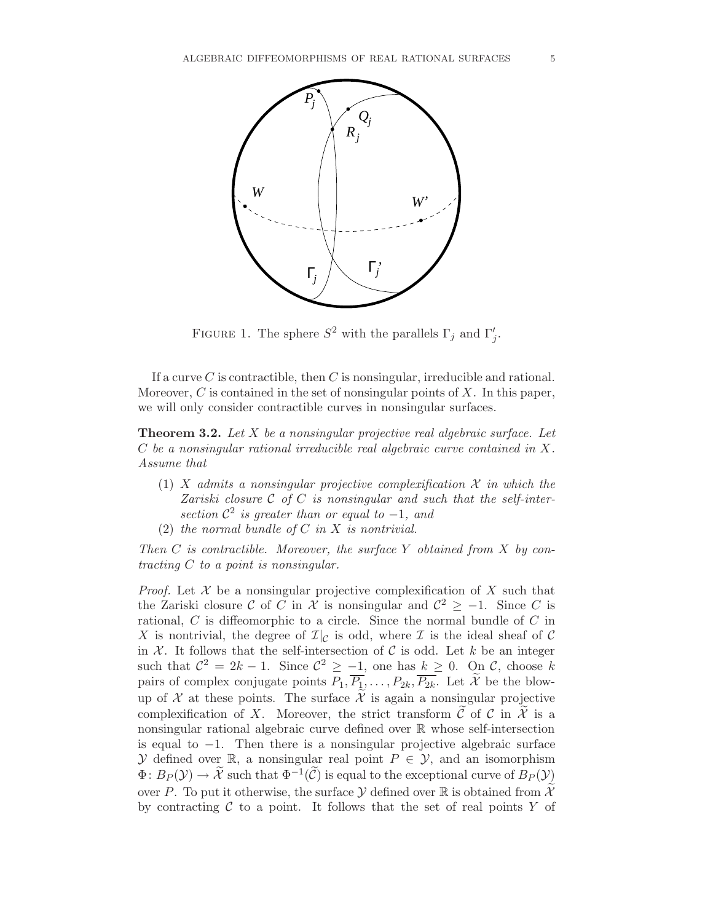FIGURE 1. The sphere $S^2$ with the parallels $\Gamma_j$ and $\Gamma'_j$.

If a curve $C$ is contractible, then $C$ is nonsingular, irreducible and rational. Moreover, $C$ is contained in the set of nonsingular points of $X$. In this paper, we will only consider contractible curves in nonsingular surfaces.

**Theorem 3.2.** *Let $X$ be a nonsingular projective real algebraic surface. Let $C$ be a nonsingular rational irreducible real algebraic curve contained in $X$. Assume that*

1. *$X$ admits a nonsingular projective complexification $\mathcal{X}$ in which the Zariski closure $\mathcal{C}$ of $C$ is nonsingular and such that the self-intersection $\mathcal{C}^2$ is greater than or equal to $-1$, and*
2. *the normal bundle of $C$ in $X$ is nontrivial.*

*Then $C$ is contractible. Moreover, the surface $Y$ obtained from $X$ by contracting $C$ to a point is nonsingular.*

*Proof.* Let $\mathcal{X}$ be a nonsingular projective complexification of $X$ such that the Zariski closure $\mathcal{C}$ of $C$ in $\mathcal{X}$ is nonsingular and $\mathcal{C}^2 \geq -1$. Since $C$ is rational, $C$ is diffeomorphic to a circle. Since the normal bundle of $C$ in $X$ is nontrivial, the degree of $\mathcal{I}|_{\mathcal{C}}$ is odd, where $\mathcal{I}$ is the ideal sheaf of $\mathcal{C}$ in $\mathcal{X}$. It follows that the self-intersection of $\mathcal{C}$ is odd. Let $k$ be an integer such that $\mathcal{C}^2 = 2k-1$. Since $\mathcal{C}^2 \geq -1$, one has $k \geq 0$. On $\mathcal{C}$, choose $k$ pairs of complex conjugate points $P_1, \overline{P_1}, \ldots, P_{2k}, \overline{P_{2k}}$. Let $\widetilde{\mathcal{X}}$ be the blow-up of $\mathcal{X}$ at these points. The surface $\widetilde{\mathcal{X}}$ is again a nonsingular projective complexification of $X$. Moreover, the strict transform $\widetilde{\mathcal{C}}$ of $\mathcal{C}$ in $\widetilde{\mathcal{X}}$ is a nonsingular rational algebraic curve defined over $\mathbb{R}$ whose self-intersection is equal to $-1$. Then there is a nonsingular projective algebraic surface $\mathcal{Y}$ defined over $\mathbb{R}$, a nonsingular real point $P \in \mathcal{Y}$, and an isomorphism $\Phi\colon B_P(\mathcal{Y}) \to \widetilde{\mathcal{X}}$ such that $\Phi^{-1}(\widetilde{\mathcal{C}})$ is equal to the exceptional curve of $B_P(\mathcal{Y})$ over $P$. To put it otherwise, the surface $\mathcal{Y}$ defined over $\mathbb{R}$ is obtained from $\widetilde{\mathcal{X}}$ by contracting $\mathcal{C}$ to a point. It follows that the set of real points $Y$ of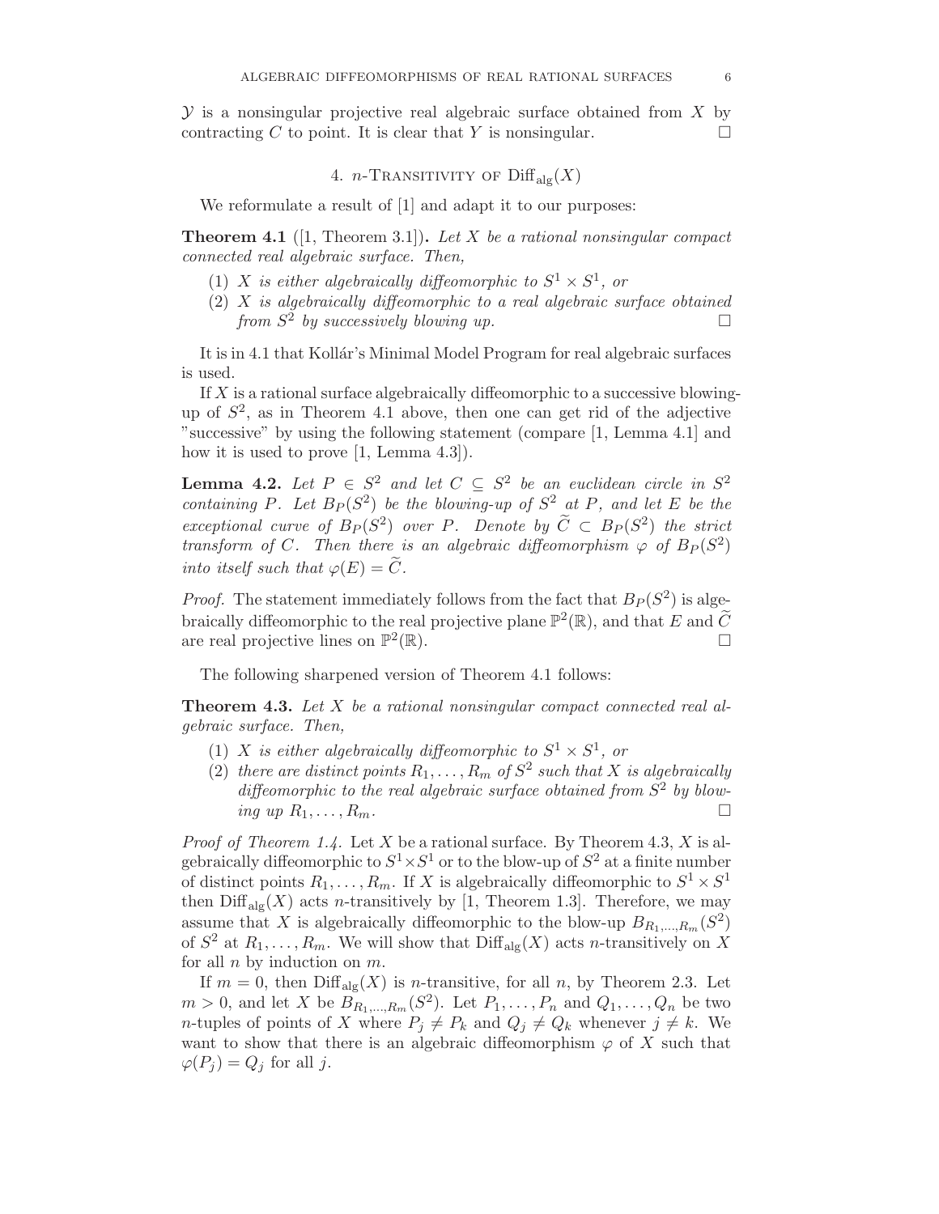$\mathcal{Y}$ is a nonsingular projective real algebraic surface obtained from $X$ by contracting $C$ to point. It is clear that $Y$ is nonsingular. □

## 4. $n$-Transitivity of $\mathrm{Diff}_{\mathrm{alg}}(X)$

We reformulate a result of [1] and adapt it to our purposes:

**Theorem 4.1** ([1, Theorem 3.1]). *Let $X$ be a rational nonsingular compact connected real algebraic surface. Then,*

1. *$X$ is either algebraically diffeomorphic to $S^1 \times S^1$, or*
2. *$X$ is algebraically diffeomorphic to a real algebraic surface obtained from $S^2$ by successively blowing up.* □

It is in 4.1 that Kollár's Minimal Model Program for real algebraic surfaces is used.

If $X$ is a rational surface algebraically diffeomorphic to a successive blowing-up of $S^2$, as in Theorem 4.1 above, then one can get rid of the adjective "successive" by using the following statement (compare [1, Lemma 4.1] and how it is used to prove [1, Lemma 4.3]).

**Lemma 4.2.** *Let $P \in S^2$ and let $C \subseteq S^2$ be an euclidean circle in $S^2$ containing $P$. Let $B_P(S^2)$ be the blowing-up of $S^2$ at $P$, and let $E$ be the exceptional curve of $B_P(S^2)$ over $P$. Denote by $\widetilde{C} \subset B_P(S^2)$ the strict transform of $C$. Then there is an algebraic diffeomorphism $\varphi$ of $B_P(S^2)$ into itself such that $\varphi(E) = \widetilde{C}$.*

*Proof.* The statement immediately follows from the fact that $B_P(S^2)$ is algebraically diffeomorphic to the real projective plane $\mathbb{P}^2(\mathbb{R})$, and that $E$ and $\widetilde{C}$ are real projective lines on $\mathbb{P}^2(\mathbb{R})$. □

The following sharpened version of Theorem 4.1 follows:

**Theorem 4.3.** *Let $X$ be a rational nonsingular compact connected real algebraic surface. Then,*

1. *$X$ is either algebraically diffeomorphic to $S^1 \times S^1$, or*
2. *there are distinct points $R_1, \ldots, R_m$ of $S^2$ such that $X$ is algebraically diffeomorphic to the real algebraic surface obtained from $S^2$ by blowing up $R_1, \ldots, R_m$.* □

*Proof of Theorem 1.4.* Let $X$ be a rational surface. By Theorem 4.3, $X$ is algebraically diffeomorphic to $S^1 \times S^1$ or to the blow-up of $S^2$ at a finite number of distinct points $R_1, \ldots, R_m$. If $X$ is algebraically diffeomorphic to $S^1 \times S^1$ then $\mathrm{Diff}_{\mathrm{alg}}(X)$ acts $n$-transitively by [1, Theorem 1.3]. Therefore, we may assume that $X$ is algebraically diffeomorphic to the blow-up $B_{R_1,\ldots,R_m}(S^2)$ of $S^2$ at $R_1, \ldots, R_m$. We will show that $\mathrm{Diff}_{\mathrm{alg}}(X)$ acts $n$-transitively on $X$ for all $n$ by induction on $m$.

If $m = 0$, then $\mathrm{Diff}_{\mathrm{alg}}(X)$ is $n$-transitive, for all $n$, by Theorem 2.3. Let $m > 0$, and let $X$ be $B_{R_1,\ldots,R_m}(S^2)$. Let $P_1, \ldots, P_n$ and $Q_1, \ldots, Q_n$ be two $n$-tuples of points of $X$ where $P_j \neq P_k$ and $Q_j \neq Q_k$ whenever $j \neq k$. We want to show that there is an algebraic diffeomorphism $\varphi$ of $X$ such that $\varphi(P_j) = Q_j$ for all $j$.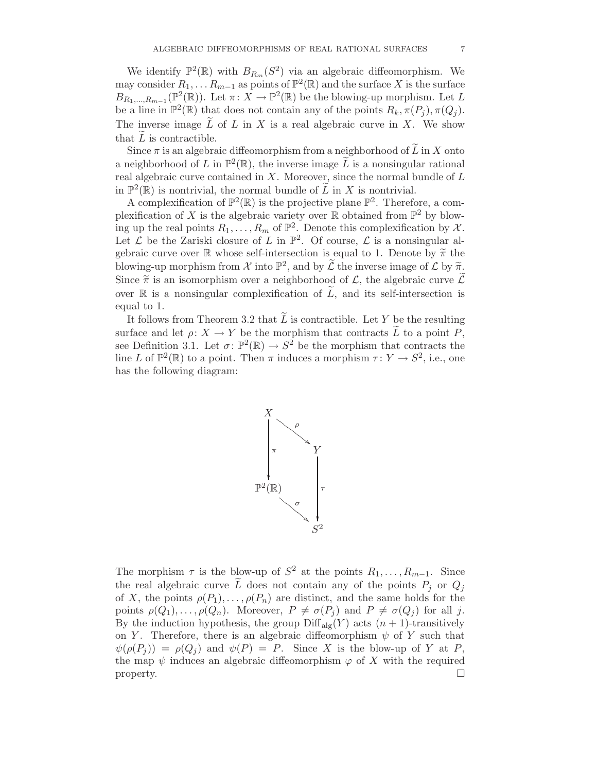We identify $\mathbb{P}^2(\mathbb{R})$ with $B_{R_m}(S^2)$ via an algebraic diffeomorphism. We may consider $R_1, \dots R_{m-1}$ as points of $\mathbb{P}^2(\mathbb{R})$ and the surface $X$ is the surface $B_{R_1,\dots,R_{m-1}}(\mathbb{P}^2(\mathbb{R}))$. Let $\pi\colon X \to \mathbb{P}^2(\mathbb{R})$ be the blowing-up morphism. Let $L$ be a line in $\mathbb{P}^2(\mathbb{R})$ that does not contain any of the points $R_k, \pi(P_j), \pi(Q_j)$. The inverse image $\widetilde{L}$ of $L$ in $X$ is a real algebraic curve in $X$. We show that $\widetilde{L}$ is contractible.

Since $\pi$ is an algebraic diffeomorphism from a neighborhood of $\widetilde{L}$ in $X$ onto a neighborhood of $L$ in $\mathbb{P}^2(\mathbb{R})$, the inverse image $\widetilde{L}$ is a nonsingular rational real algebraic curve contained in $X$. Moreover, since the normal bundle of $L$ in $\mathbb{P}^2(\mathbb{R})$ is nontrivial, the normal bundle of $\widetilde{L}$ in $X$ is nontrivial.

A complexification of $\mathbb{P}^2(\mathbb{R})$ is the projective plane $\mathbb{P}^2$. Therefore, a complexification of $X$ is the algebraic variety over $\mathbb{R}$ obtained from $\mathbb{P}^2$ by blowing up the real points $R_1, \dots, R_m$ of $\mathbb{P}^2$. Denote this complexification by $\mathcal{X}$. Let $\mathcal{L}$ be the Zariski closure of $L$ in $\mathbb{P}^2$. Of course, $\mathcal{L}$ is a nonsingular algebraic curve over $\mathbb{R}$ whose self-intersection is equal to 1. Denote by $\widetilde{\pi}$ the blowing-up morphism from $\mathcal{X}$ into $\mathbb{P}^2$, and by $\widetilde{\mathcal{L}}$ the inverse image of $\mathcal{L}$ by $\widetilde{\pi}$. Since $\widetilde{\pi}$ is an isomorphism over a neighborhood of $\mathcal{L}$, the algebraic curve $\widetilde{\mathcal{L}}$ over $\mathbb{R}$ is a nonsingular complexification of $\widetilde{L}$, and its self-intersection is equal to 1.

It follows from Theorem 3.2 that $\widetilde{L}$ is contractible. Let $Y$ be the resulting surface and let $\rho\colon X \to Y$ be the morphism that contracts $\widetilde{L}$ to a point $P$, see Definition 3.1. Let $\sigma\colon \mathbb{P}^2(\mathbb{R}) \to S^2$ be the morphism that contracts the line $L$ of $\mathbb{P}^2(\mathbb{R})$ to a point. Then $\pi$ induces a morphism $\tau\colon Y \to S^2$, i.e., one has the following diagram:

$$
\begin{array}{ccc}
X & \xrightarrow{\rho} & Y \\
\downarrow{\scriptstyle \pi} & & \downarrow{\scriptstyle \tau} \\
\mathbb{P}^2(\mathbb{R}) & \xrightarrow{\sigma} & S^2
\end{array}
$$

The morphism $\tau$ is the blow-up of $S^2$ at the points $R_1, \dots, R_{m-1}$. Since the real algebraic curve $\widetilde{L}$ does not contain any of the points $P_j$ or $Q_j$ of $X$, the points $\rho(P_1), \dots, \rho(P_n)$ are distinct, and the same holds for the points $\rho(Q_1), \dots, \rho(Q_n)$. Moreover, $P \neq \sigma(P_j)$ and $P \neq \sigma(Q_j)$ for all $j$. By the induction hypothesis, the group $\mathrm{Diff}_{\mathrm{alg}}(Y)$ acts $(n+1)$-transitively on $Y$. Therefore, there is an algebraic diffeomorphism $\psi$ of $Y$ such that $\psi(\rho(P_j)) = \rho(Q_j)$ and $\psi(P) = P$. Since $X$ is the blow-up of $Y$ at $P$, the map $\psi$ induces an algebraic diffeomorphism $\varphi$ of $X$ with the required property. $\square$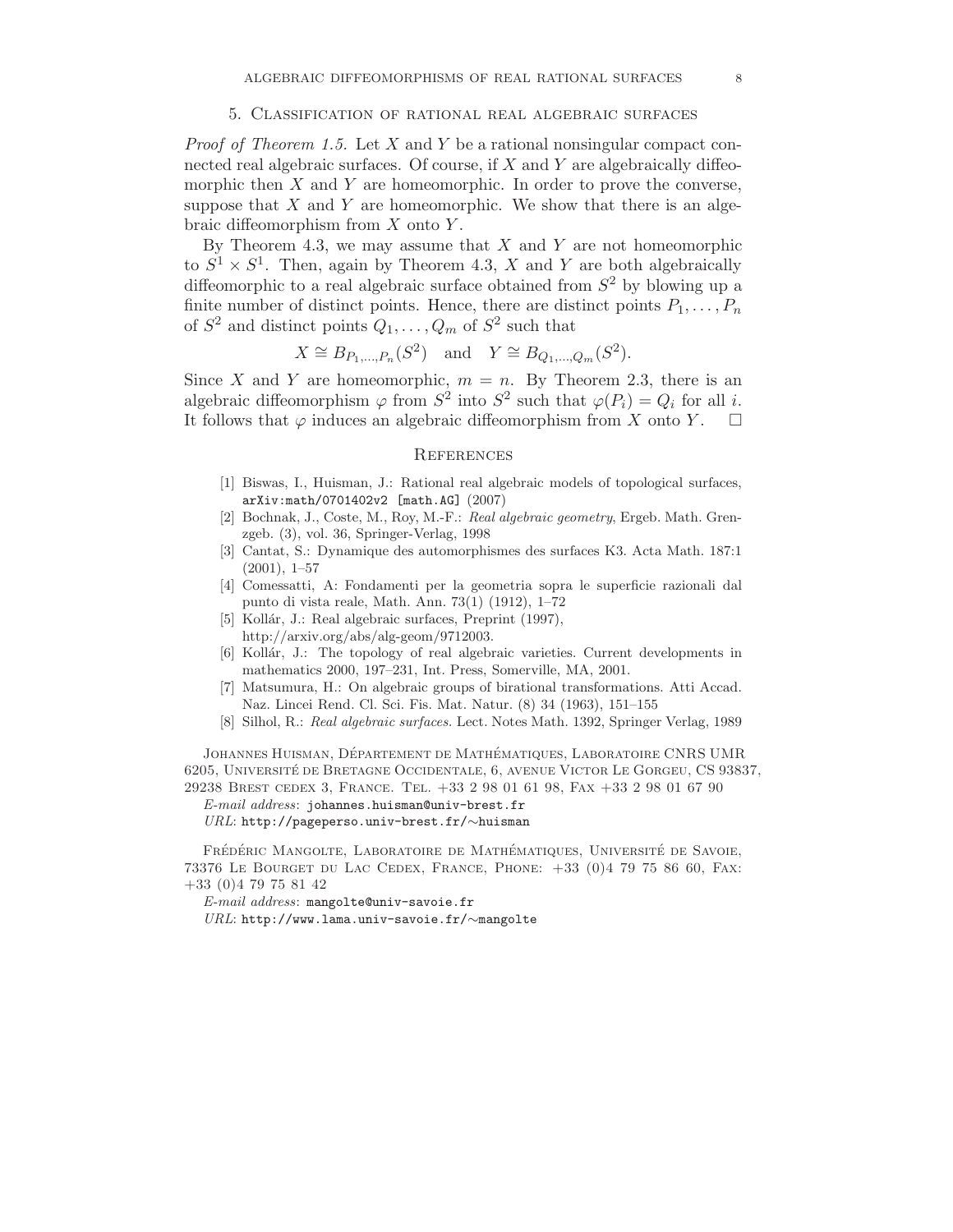## 5. Classification of rational real algebraic surfaces

*Proof of Theorem 1.5.* Let $X$ and $Y$ be a rational nonsingular compact connected real algebraic surfaces. Of course, if $X$ and $Y$ are algebraically diffeomorphic then $X$ and $Y$ are homeomorphic. In order to prove the converse, suppose that $X$ and $Y$ are homeomorphic. We show that there is an algebraic diffeomorphism from $X$ onto $Y$.

By Theorem 4.3, we may assume that $X$ and $Y$ are not homeomorphic to $S^1 \times S^1$. Then, again by Theorem 4.3, $X$ and $Y$ are both algebraically diffeomorphic to a real algebraic surface obtained from $S^2$ by blowing up a finite number of distinct points. Hence, there are distinct points $P_1, \ldots, P_n$ of $S^2$ and distinct points $Q_1, \ldots, Q_m$ of $S^2$ such that

$$X \cong B_{P_1,\ldots,P_n}(S^2) \quad \text{and} \quad Y \cong B_{Q_1,\ldots,Q_m}(S^2).$$

Since $X$ and $Y$ are homeomorphic, $m = n$. By Theorem 2.3, there is an algebraic diffeomorphism $\varphi$ from $S^2$ into $S^2$ such that $\varphi(P_i) = Q_i$ for all $i$. It follows that $\varphi$ induces an algebraic diffeomorphism from $X$ onto $Y$. $\square$

## References

[1] Biswas, I., Huisman, J.: Rational real algebraic models of topological surfaces, `arXiv:math/0701402v2 [math.AG]` (2007)

[2] Bochnak, J., Coste, M., Roy, M.-F.: *Real algebraic geometry*, Ergeb. Math. Grenzgeb. (3), vol. 36, Springer-Verlag, 1998

[3] Cantat, S.: Dynamique des automorphismes des surfaces K3. Acta Math. 187:1 (2001), 1–57

[4] Comessatti, A: Fondamenti per la geometria sopra le superficie razionali dal punto di vista reale, Math. Ann. 73(1) (1912), 1–72

[5] Kollár, J.: Real algebraic surfaces, Preprint (1997), http://arxiv.org/abs/alg-geom/9712003.

[6] Kollár, J.: The topology of real algebraic varieties. Current developments in mathematics 2000, 197–231, Int. Press, Somerville, MA, 2001.

[7] Matsumura, H.: On algebraic groups of birational transformations. Atti Accad. Naz. Lincei Rend. Cl. Sci. Fis. Mat. Natur. (8) 34 (1963), 151–155

[8] Silhol, R.: *Real algebraic surfaces.* Lect. Notes Math. 1392, Springer Verlag, 1989

Johannes Huisman, Département de Mathématiques, Laboratoire CNRS UMR 6205, Université de Bretagne Occidentale, 6, avenue Victor Le Gorgeu, CS 93837, 29238 Brest cedex 3, France. Tel. +33 2 98 01 61 98, Fax +33 2 98 01 67 90

*E-mail address*: `johannes.huisman@univ-brest.fr`

*URL*: `http://pageperso.univ-brest.fr/∼huisman`

Frédéric Mangolte, Laboratoire de Mathématiques, Université de Savoie, 73376 Le Bourget du Lac Cedex, France, Phone: +33 (0)4 79 75 86 60, Fax: +33 (0)4 79 75 81 42

*E-mail address*: `mangolte@univ-savoie.fr`

*URL*: `http://www.lama.univ-savoie.fr/∼mangolte`